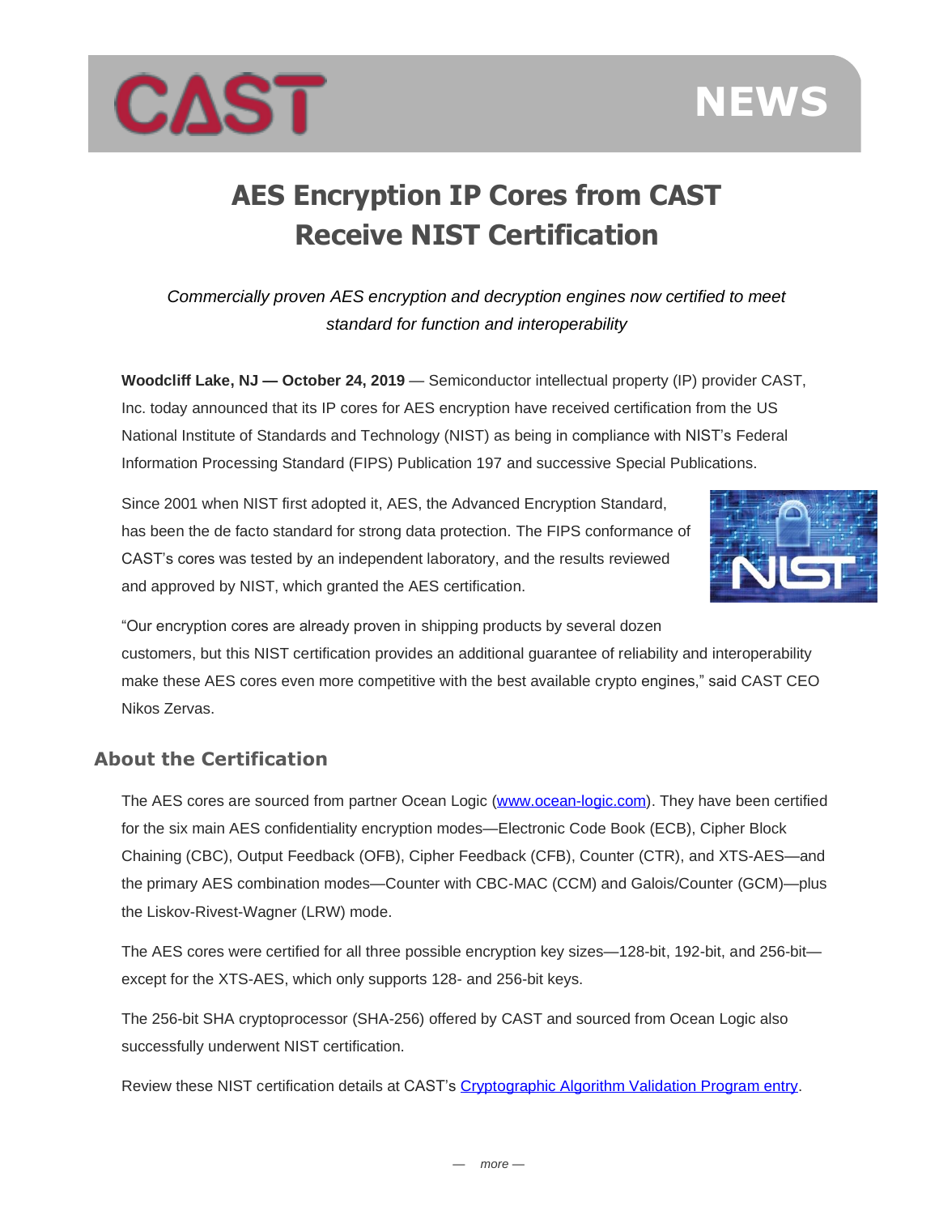# AES Encryption IP Cores from CAST Receive NIST Certification

*Commercially proven AES encryption and decryption engines now certified to meet standard for function and interoperability*

**Woodcliff Lake, NJ — October 24, 2019** — Semiconductor intellectual property (IP) provider CAST, Inc. today announced that its IP cores for AES encryption have received certification from the US National Institute of Standards and Technology (NIST) as being in compliance with NIST's Federal Information Processing Standard (FIPS) Publication 197 and successive Special Publications.

Since 2001 when NIST first adopted it, AES, the Advanced Encryption Standard, has been the de facto standard for strong data protection. The FIPS conformance of CAST's cores was tested by an independent laboratory, and the results reviewed and approved by NIST, which granted the AES certification.

"Our encryption cores are already proven in shipping products by several dozen customers, but this NIST certification provides an additional guarantee of reliability and interoperability make these AES cores even more competitive with the best available crypto engines," said CAST CEO Nikos Zervas.

## About the Certification

The AES cores are sourced from partner Ocean Logic ([www.ocean-logic.com](www.ocean-logic.com)). They have been certified for the six main AES confidentiality encryption modes—Electronic Code Book (ECB), Cipher Block Chaining (CBC), Output Feedback (OFB), Cipher Feedback (CFB), Counter (CTR), and XTS-AES—and the primary AES combination modes—Counter with CBC-MAC (CCM) and Galois/Counter (GCM)—plus the Liskov-Rivest-Wagner (LRW) mode.

The AES cores were certified for all three possible encryption key sizes—128-bit, 192-bit, and 256-bit—except for the XTS-AES, which only supports 128- and 256-bit keys.

The 256-bit SHA cryptoprocessor (SHA-256) offered by CAST and sourced from Ocean Logic also successfully underwent NIST certification.

Review these NIST certification details at CAST's Cryptographic Algorithm Validation Program entry.

— more —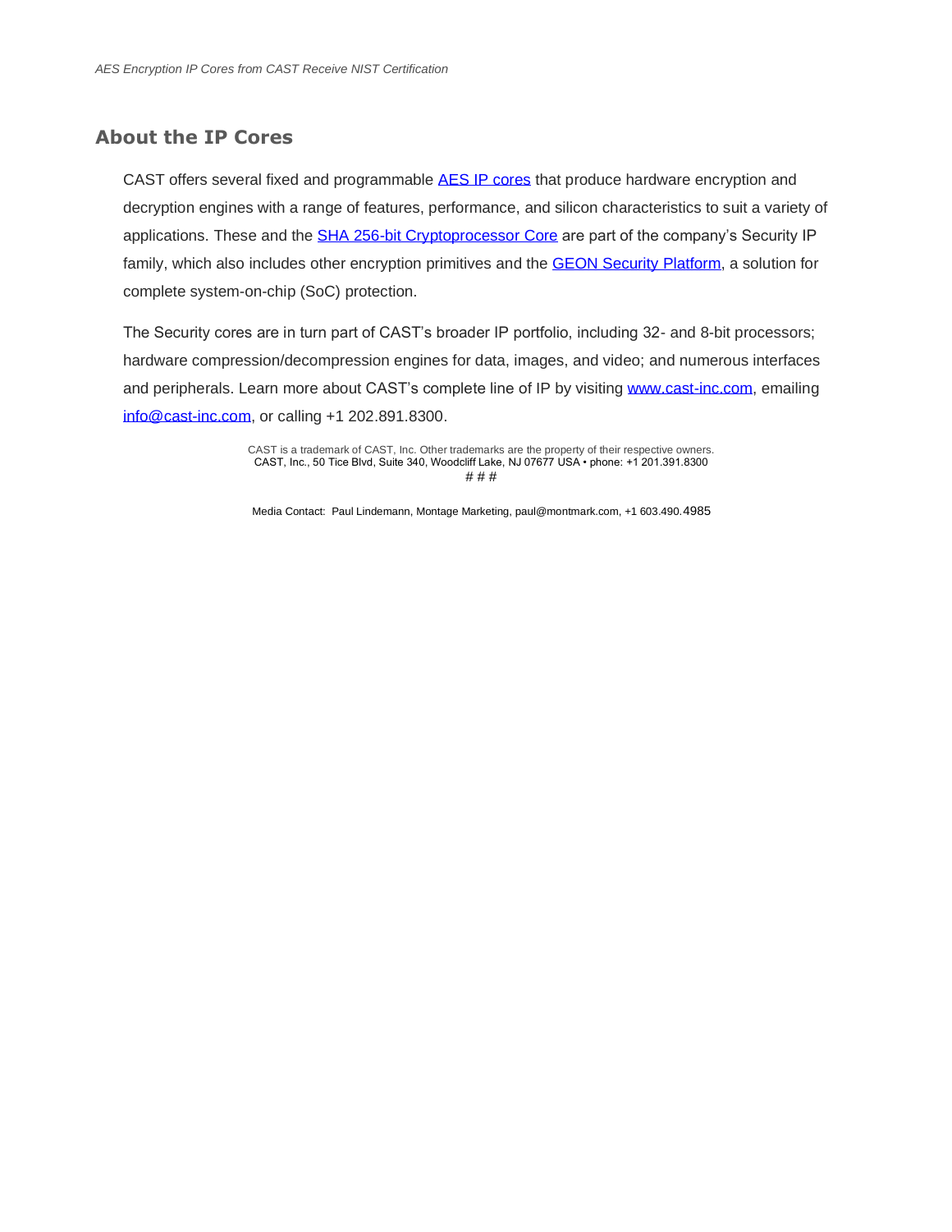## About the IP Cores

CAST offers several fixed and programmable [AES IP cores](#) that produce hardware encryption and decryption engines with a range of features, performance, and silicon characteristics to suit a variety of applications. These and the [SHA 256-bit Cryptoprocessor Core](#) are part of the company's Security IP family, which also includes other encryption primitives and the [GEON Security Platform](#), a solution for complete system-on-chip (SoC) protection.

The Security cores are in turn part of CAST's broader IP portfolio, including 32- and 8-bit processors; hardware compression/decompression engines for data, images, and video; and numerous interfaces and peripherals. Learn more about CAST's complete line of IP by visiting [www.cast-inc.com](#), emailing [info@cast-inc.com](#), or calling +1 202.891.8300.

CAST is a trademark of CAST, Inc. Other trademarks are the property of their respective owners.
CAST, Inc., 50 Tice Blvd, Suite 340, Woodcliff Lake, NJ 07677 USA • phone: +1 201.391.8300

# # #

Media Contact: Paul Lindemann, Montage Marketing, paul@montmark.com, +1 603.490.4985